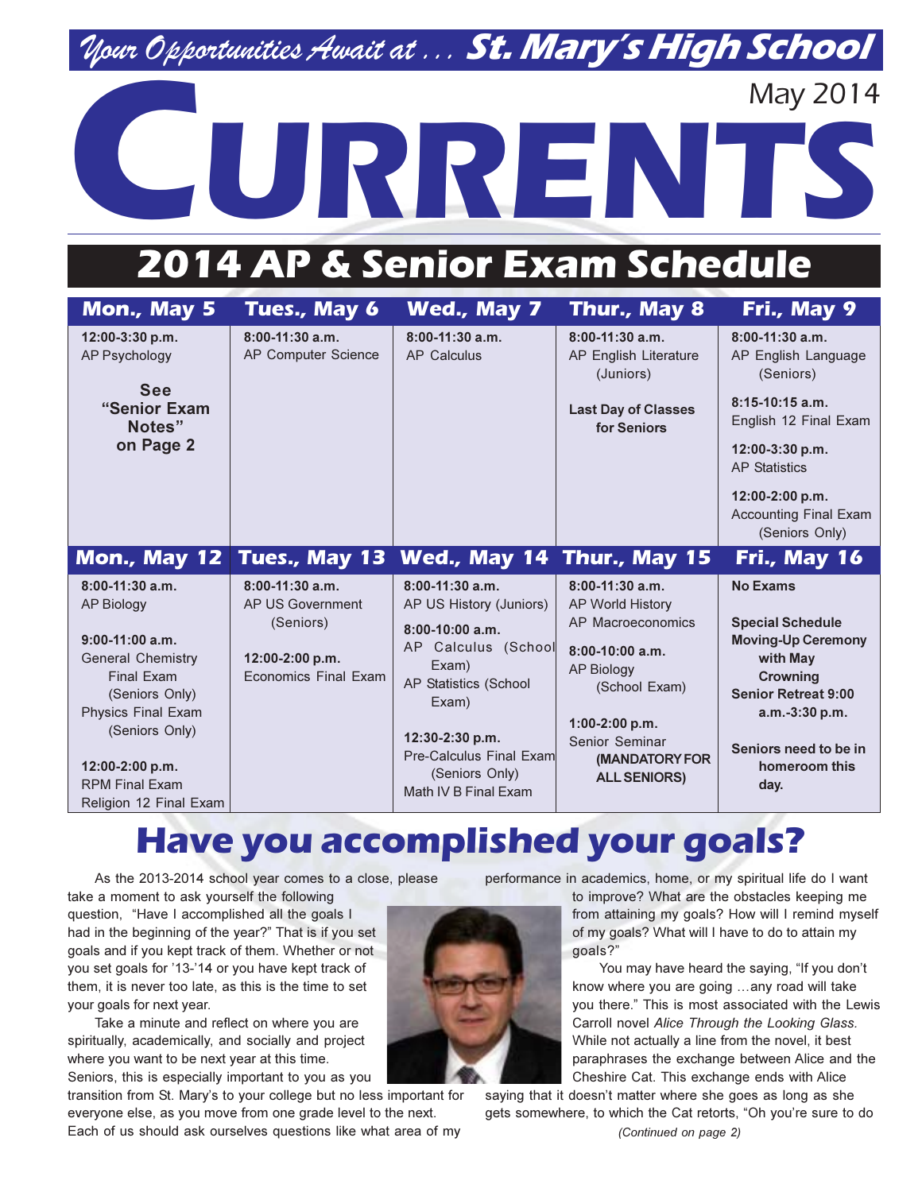*Your Opportunities Await at . . .* **St. Mary's High School**

May 2014

# CURRENTS

## 2014 AP & Senior Exam Schedule

| Mon., May 5 | Tues., May 6 | Wed., May 7 | Thur., May 8 | Fri., May 9 |
|---|---|---|---|---|
| **12:00-3:30 p.m.** AP Psychology<br><br>**See "Senior Exam Notes" on Page 2** | **8:00-11:30 a.m.** AP Computer Science | **8:00-11:30 a.m.** AP Calculus | **8:00-11:30 a.m.** AP English Literature (Juniors)<br><br>**Last Day of Classes for Seniors** | **8:00-11:30 a.m.** AP English Language (Seniors)<br><br>**8:15-10:15 a.m.** English 12 Final Exam<br><br>**12:00-3:30 p.m.** AP Statistics<br><br>**12:00-2:00 p.m.** Accounting Final Exam (Seniors Only) |
| **Mon., May 12** | **Tues., May 13** | **Wed., May 14** | **Thur., May 15** | **Fri., May 16** |
| **8:00-11:30 a.m.** AP Biology<br><br>**9:00-11:00 a.m.** General Chemistry Final Exam (Seniors Only)<br>Physics Final Exam (Seniors Only)<br><br>**12:00-2:00 p.m.** RPM Final Exam<br>Religion 12 Final Exam | **8:00-11:30 a.m.** AP US Government (Seniors)<br><br>**12:00-2:00 p.m.** Economics Final Exam | **8:00-11:30 a.m.** AP US History (Juniors)<br><br>**8:00-10:00 a.m.** AP Calculus (School Exam)<br>AP Statistics (School Exam)<br><br>**12:30-2:30 p.m.** Pre-Calculus Final Exam (Seniors Only)<br>Math IV B Final Exam | **8:00-11:30 a.m.** AP World History<br>AP Macroeconomics<br><br>**8:00-10:00 a.m.** AP Biology (School Exam)<br><br>**1:00-2:00 p.m.** Senior Seminar **(MANDATORY FOR ALL SENIORS)** | **No Exams**<br><br>**Special Schedule Moving-Up Ceremony with May Crowning Senior Retreat 9:00 a.m.-3:30 p.m.**<br><br>**Seniors need to be in homeroom this day.** |

## Have you accomplished your goals?

As the 2013-2014 school year comes to a close, please take a moment to ask yourself the following question, "Have I accomplished all the goals I had in the beginning of the year?" That is if you set goals and if you kept track of them. Whether or not you set goals for '13-'14 or you have kept track of them, it is never too late, as this is the time to set your goals for next year.

Take a minute and reflect on where you are spiritually, academically, and socially and project where you want to be next year at this time. Seniors, this is especially important to you as you transition from St. Mary's to your college but no less important for everyone else, as you move from one grade level to the next. Each of us should ask ourselves questions like what area of my performance in academics, home, or my spiritual life do I want to improve? What are the obstacles keeping me from attaining my goals? How will I remind myself of my goals? What will I have to do to attain my goals?"

You may have heard the saying, "If you don't know where you are going …any road will take you there." This is most associated with the Lewis Carroll novel *Alice Through the Looking Glass.* While not actually a line from the novel, it best paraphrases the exchange between Alice and the Cheshire Cat. This exchange ends with Alice saying that it doesn't matter where she goes as long as she gets somewhere, to which the Cat retorts, "Oh you're sure to do

*(Continued on page 2)*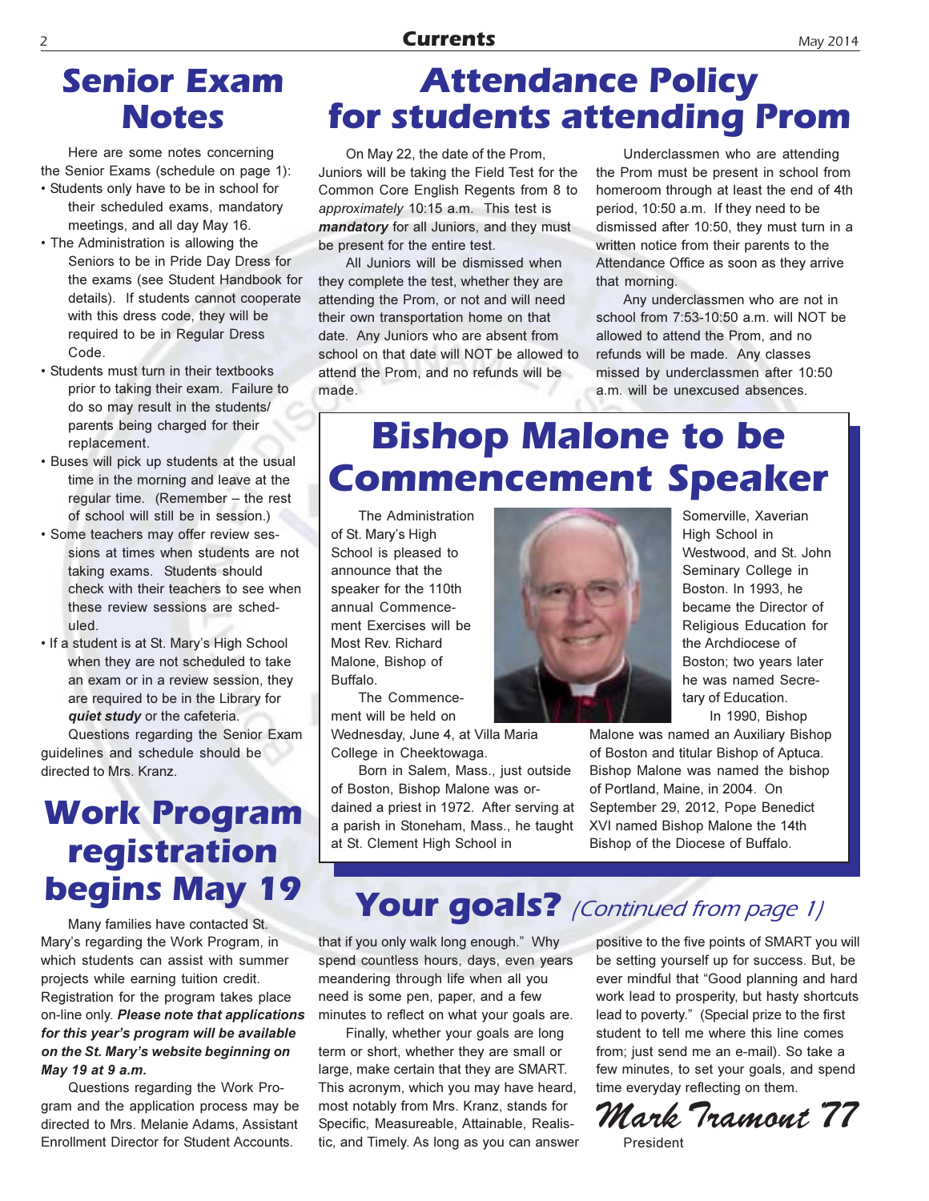# Senior Exam Notes

Here are some notes concerning the Senior Exams (schedule on page 1):

- Students only have to be in school for their scheduled exams, mandatory meetings, and all day May 16.
- The Administration is allowing the Seniors to be in Pride Day Dress for the exams (see Student Handbook for details). If students cannot cooperate with this dress code, they will be required to be in Regular Dress Code.
- Students must turn in their textbooks prior to taking their exam. Failure to do so may result in the students/parents being charged for their replacement.
- Buses will pick up students at the usual time in the morning and leave at the regular time. (Remember – the rest of school will still be in session.)
- Some teachers may offer review sessions at times when students are not taking exams. Students should check with their teachers to see when these review sessions are scheduled.
- If a student is at St. Mary's High School when they are not scheduled to take an exam or in a review session, they are required to be in the Library for ***quiet study*** or the cafeteria.

Questions regarding the Senior Exam guidelines and schedule should be directed to Mrs. Kranz.

# Work Program registration begins May 19

Many families have contacted St. Mary's regarding the Work Program, in which students can assist with summer projects while earning tuition credit. Registration for the program takes place on-line only. ***Please note that applications for this year's program will be available on the St. Mary's website beginning on May 19 at 9 a.m.***

Questions regarding the Work Program and the application process may be directed to Mrs. Melanie Adams, Assistant Enrollment Director for Student Accounts.

# Attendance Policy for students attending Prom

On May 22, the date of the Prom, Juniors will be taking the Field Test for the Common Core English Regents from 8 to *approximately* 10:15 a.m. This test is ***mandatory*** for all Juniors, and they must be present for the entire test.

All Juniors will be dismissed when they complete the test, whether they are attending the Prom, or not and will need their own transportation home on that date. Any Juniors who are absent from school on that date will NOT be allowed to attend the Prom, and no refunds will be made.

Underclassmen who are attending the Prom must be present in school from homeroom through at least the end of 4th period, 10:50 a.m. If they need to be dismissed after 10:50, they must turn in a written notice from their parents to the Attendance Office as soon as they arrive that morning.

Any underclassmen who are not in school from 7:53-10:50 a.m. will NOT be allowed to attend the Prom, and no refunds will be made. Any classes missed by underclassmen after 10:50 a.m. will be unexcused absences.

# Bishop Malone to be Commencement Speaker

The Administration of St. Mary's High School is pleased to announce that the speaker for the 110th annual Commencement Exercises will be Most Rev. Richard Malone, Bishop of Buffalo.

The Commencement will be held on Wednesday, June 4, at Villa Maria College in Cheektowaga.

Born in Salem, Mass., just outside of Boston, Bishop Malone was ordained a priest in 1972. After serving at a parish in Stoneham, Mass., he taught at St. Clement High School in Somerville, Xaverian High School in Westwood, and St. John Seminary College in Boston. In 1993, he became the Director of Religious Education for the Archdiocese of Boston; two years later he was named Secretary of Education.

In 1990, Bishop Malone was named an Auxiliary Bishop of Boston and titular Bishop of Aptuca. Bishop Malone was named the bishop of Portland, Maine, in 2004. On September 29, 2012, Pope Benedict XVI named Bishop Malone the 14th Bishop of the Diocese of Buffalo.

# Your goals? *(Continued from page 1)*

that if you only walk long enough." Why spend countless hours, days, even years meandering through life when all you need is some pen, paper, and a few minutes to reflect on what your goals are.

Finally, whether your goals are long term or short, whether they are small or large, make certain that they are SMART. This acronym, which you may have heard, most notably from Mrs. Kranz, stands for Specific, Measureable, Attainable, Realistic, and Timely. As long as you can answer positive to the five points of SMART you will be setting yourself up for success. But, be ever mindful that "Good planning and hard work lead to prosperity, but hasty shortcuts lead to poverty." (Special prize to the first student to tell me where this line comes from; just send me an e-mail). So take a few minutes, to set your goals, and spend time everyday reflecting on them.

*Mark Tramont '77*

President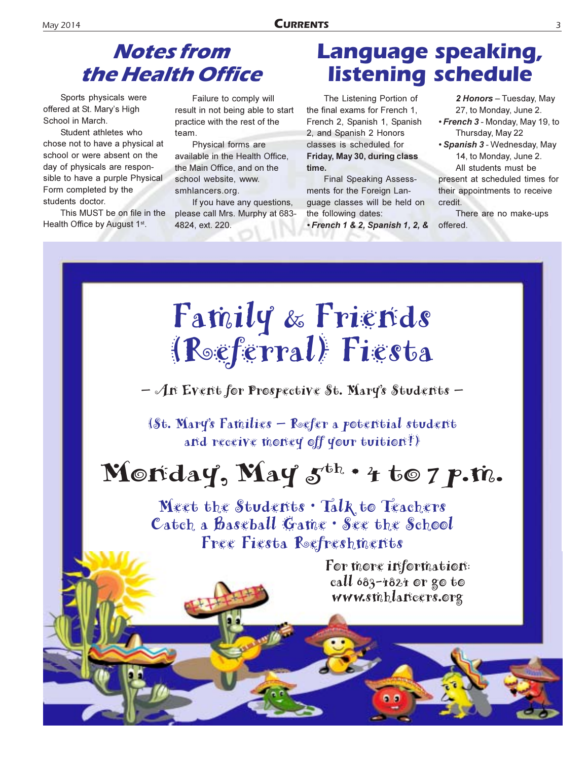## Notes from the Health Office

Sports physicals were offered at St. Mary's High School in March.

Student athletes who chose not to have a physical at school or were absent on the day of physicals are responsible to have a purple Physical Form completed by the students doctor.

This MUST be on file in the Health Office by August 1st.

Failure to comply will result in not being able to start practice with the rest of the team.

Physical forms are available in the Health Office, the Main Office, and on the school website, www.smhlancers.org.

If you have any questions, please call Mrs. Murphy at 683-4824, ext. 220.

## Language speaking, listening schedule

The Listening Portion of the final exams for French 1, French 2, Spanish 1, Spanish 2, and Spanish 2 Honors classes is scheduled for **Friday, May 30, during class time.**

Final Speaking Assessments for the Foreign Language classes will be held on the following dates:

- ***French 1 & 2, Spanish 1, 2, & 2 Honors*** – Tuesday, May 27, to Monday, June 2.
- ***French 3*** - Monday, May 19, to Thursday, May 22
- ***Spanish 3*** - Wednesday, May 14, to Monday, June 2.

All students must be present at scheduled times for their appointments to receive credit.

There are no make-ups offered.

# Family & Friends (Referral) Fiesta

– An Event for Prospective St. Mary's Students –

(St. Mary's Families – Refer a potential student and receive money off your tuition!)

## Monday, May 5th • 4 to 7 p.m.

Meet the Students • Talk to Teachers
Catch a Baseball Game • See the School
Free Fiesta Refreshments

For more information: call 683-4824 or go to www.smhlancers.org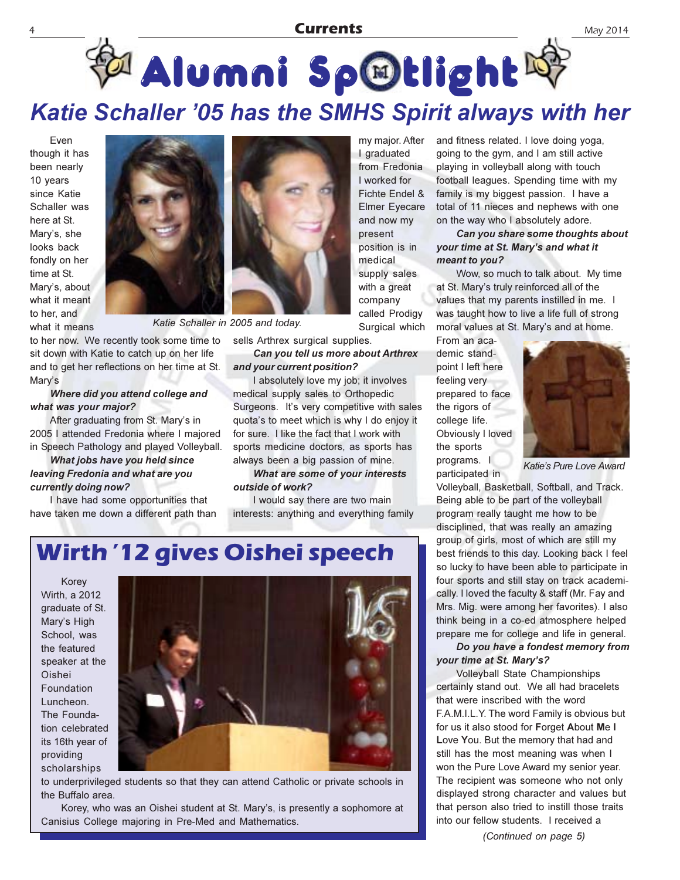# Alumni Spotlight

## Katie Schaller '05 has the SMHS Spirit always with her

Even though it has been nearly 10 years since Katie Schaller was here at St. Mary's, she looks back fondly on her time at St. Mary's, about what it meant to her, and what it means to her now. We recently took some time to sit down with Katie to catch up on her life and to get her reflections on her time at St. Mary's

Katie Schaller in 2005 and today.

***Where did you attend college and what was your major?***

After graduating from St. Mary's in 2005 I attended Fredonia where I majored in Speech Pathology and played Volleyball.

***What jobs have you held since leaving Fredonia and what are you currently doing now?***

I have had some opportunities that have taken me down a different path than my major. After I graduated from Fredonia I worked for Fichte Endel & Elmer Eyecare and now my present position is in medical supply sales with a great company called Prodigy Surgical which sells Arthrex surgical supplies.

***Can you tell us more about Arthrex and your current position?***

I absolutely love my job; it involves medical supply sales to Orthopedic Surgeons. It's very competitive with sales quota's to meet which is why I do enjoy it for sure. I like the fact that I work with sports medicine doctors, as sports has always been a big passion of mine.

***What are some of your interests outside of work?***

I would say there are two main interests: anything and everything family and fitness related. I love doing yoga, going to the gym, and I am still active playing in volleyball along with touch football leagues. Spending time with my family is my biggest passion. I have a total of 11 nieces and nephews with one on the way who I absolutely adore.

***Can you share some thoughts about your time at St. Mary's and what it meant to you?***

Wow, so much to talk about. My time at St. Mary's truly reinforced all of the values that my parents instilled in me. I was taught how to live a life full of strong moral values at St. Mary's and at home. From an academic standpoint I left here feeling very prepared to face the rigors of college life. Obviously I loved the sports programs. I participated in Volleyball, Basketball, Softball, and Track. Being able to be part of the volleyball program really taught me how to be disciplined, that was really an amazing group of girls, most of which are still my best friends to this day. Looking back I feel so lucky to have been able to participate in four sports and still stay on track academically. I loved the faculty & staff (Mr. Fay and Mrs. Mig. were among her favorites). I also think being in a co-ed atmosphere helped prepare me for college and life in general.

Katie's Pure Love Award

***Do you have a fondest memory from your time at St. Mary's?***

Volleyball State Championships certainly stand out. We all had bracelets that were inscribed with the word F.A.M.I.L.Y. The word Family is obvious but for us it also stood for **F**orget **A**bout **Me I L**ove **Y**ou. But the memory that had and still has the most meaning was when I won the Pure Love Award my senior year. The recipient was someone who not only displayed strong character and values but that person also tried to instill those traits into our fellow students. I received a

*(Continued on page 5)*

## Wirth '12 gives Oishei speech

Korey Wirth, a 2012 graduate of St. Mary's High School, was the featured speaker at the Oishei Foundation Luncheon. The Foundation celebrated its 16th year of providing scholarships to underprivileged students so that they can attend Catholic or private schools in the Buffalo area.

Korey, who was an Oishei student at St. Mary's, is presently a sophomore at Canisius College majoring in Pre-Med and Mathematics.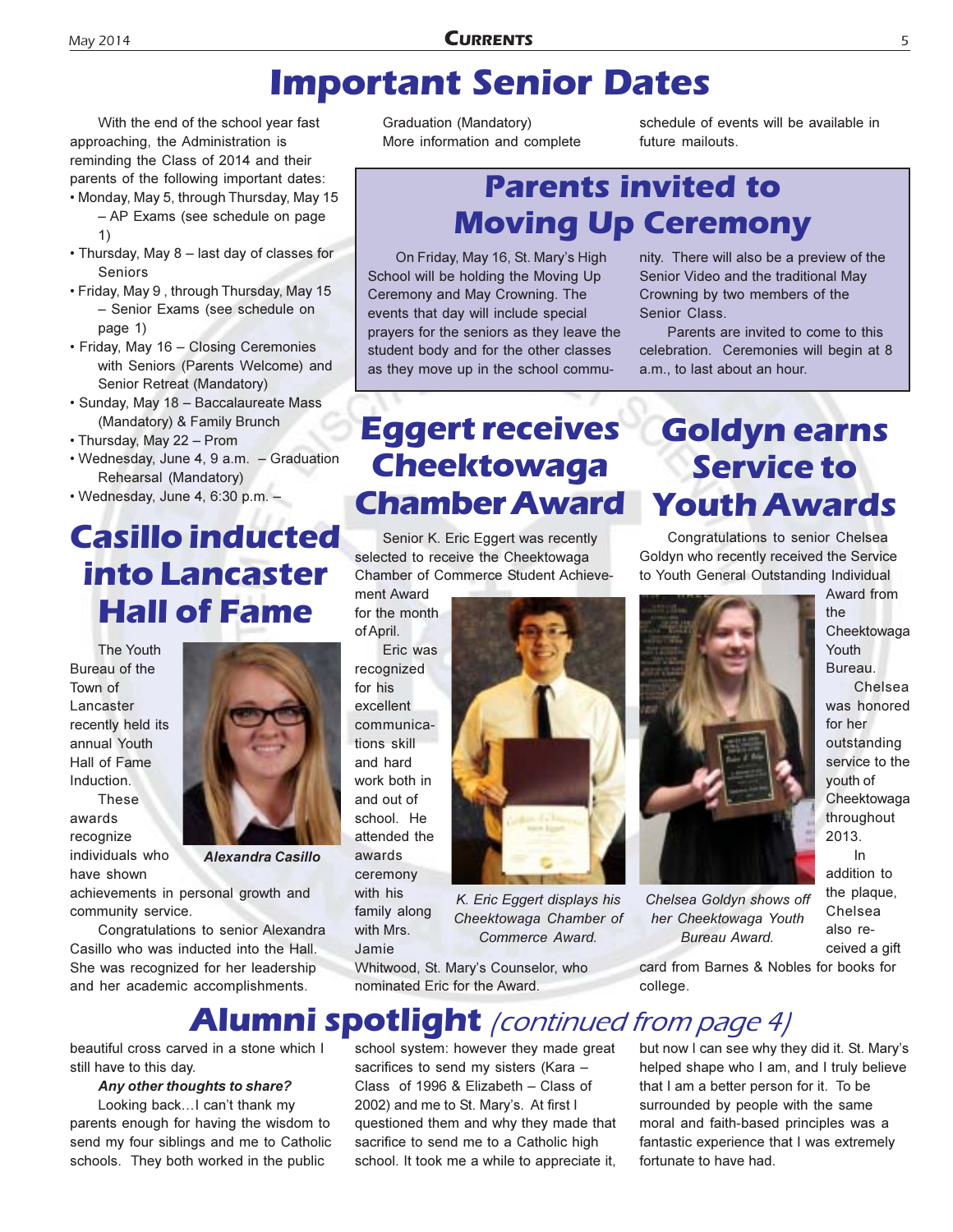# Important Senior Dates

With the end of the school year fast approaching, the Administration is reminding the Class of 2014 and their parents of the following important dates:

- Monday, May 5, through Thursday, May 15 – AP Exams (see schedule on page 1)
- Thursday, May 8 – last day of classes for Seniors
- Friday, May 9 , through Thursday, May 15 – Senior Exams (see schedule on page 1)
- Friday, May 16 – Closing Ceremonies with Seniors (Parents Welcome) and Senior Retreat (Mandatory)
- Sunday, May 18 – Baccalaureate Mass (Mandatory) & Family Brunch
- Thursday, May 22 – Prom
- Wednesday, June 4, 9 a.m. – Graduation Rehearsal (Mandatory)
- Wednesday, June 4, 6:30 p.m. – Graduation (Mandatory)

More information and complete schedule of events will be available in future mailouts.

## Parents invited to Moving Up Ceremony

On Friday, May 16, St. Mary's High School will be holding the Moving Up Ceremony and May Crowning. The events that day will include special prayers for the seniors as they leave the student body and for the other classes as they move up in the school community. There will also be a preview of the Senior Video and the traditional May Crowning by two members of the Senior Class.

Parents are invited to come to this celebration. Ceremonies will begin at 8 a.m., to last about an hour.

## Casillo inducted into Lancaster Hall of Fame

The Youth Bureau of the Town of Lancaster recently held its annual Youth Hall of Fame Induction.

These awards recognize individuals who have shown achievements in personal growth and community service.

Congratulations to senior Alexandra Casillo who was inducted into the Hall. She was recognized for her leadership and her academic accomplishments.

*Alexandra Casillo*

## Eggert receives Cheektowaga Chamber Award

Senior K. Eric Eggert was recently selected to receive the Cheektowaga Chamber of Commerce Student Achievement Award for the month of April.

Eric was recognized for his excellent communications skill and hard work both in and out of school. He attended the awards ceremony with his family along with Mrs. Jamie Whitwood, St. Mary's Counselor, who nominated Eric for the Award.

*K. Eric Eggert displays his Cheektowaga Chamber of Commerce Award.*

## Goldyn earns Service to Youth Awards

Congratulations to senior Chelsea Goldyn who recently received the Service to Youth General Outstanding Individual Award from the Cheektowaga Youth Bureau.

Chelsea was honored for her outstanding service to the youth of Cheektowaga throughout 2013.

In addition to the plaque, Chelsea also received a gift card from Barnes & Nobles for books for college.

*Chelsea Goldyn shows off her Cheektowaga Youth Bureau Award.*

## Alumni spotlight *(continued from page 4)*

beautiful cross carved in a stone which I still have to this day.

***Any other thoughts to share?***

Looking back…I can't thank my parents enough for having the wisdom to send my four siblings and me to Catholic schools. They both worked in the public school system: however they made great sacrifices to send my sisters (Kara – Class of 1996 & Elizabeth – Class of 2002) and me to St. Mary's. At first I questioned them and why they made that sacrifice to send me to a Catholic high school. It took me a while to appreciate it, but now I can see why they did it. St. Mary's helped shape who I am, and I truly believe that I am a better person for it. To be surrounded by people with the same moral and faith-based principles was a fantastic experience that I was extremely fortunate to have had.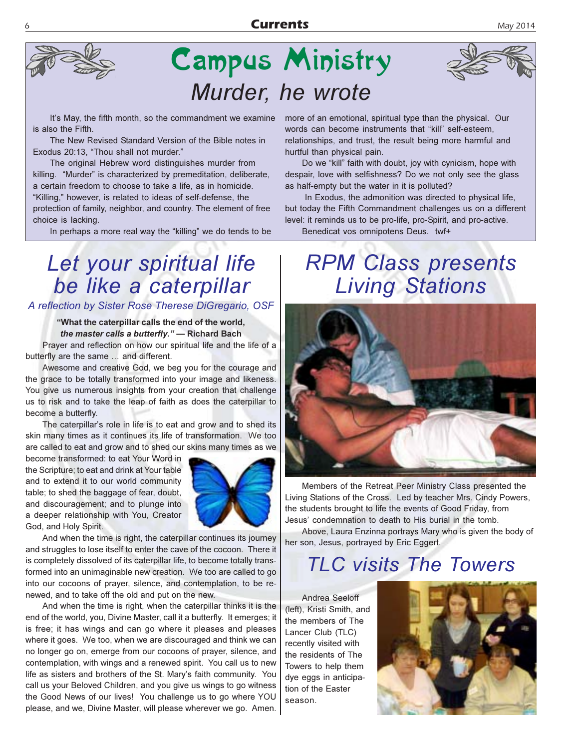# Campus Ministry

## Murder, he wrote

It's May, the fifth month, so the commandment we examine is also the Fifth.

The New Revised Standard Version of the Bible notes in Exodus 20:13, "Thou shall not murder."

The original Hebrew word distinguishes murder from killing. "Murder" is characterized by premeditation, deliberate, a certain freedom to choose to take a life, as in homicide. "Killing," however, is related to ideas of self-defense, the protection of family, neighbor, and country. The element of free choice is lacking.

In perhaps a more real way the "killing" we do tends to be more of an emotional, spiritual type than the physical. Our words can become instruments that "kill" self-esteem, relationships, and trust, the result being more harmful and hurtful than physical pain.

Do we "kill" faith with doubt, joy with cynicism, hope with despair, love with selfishness? Do we not only see the glass as half-empty but the water in it is polluted?

In Exodus, the admonition was directed to physical life, but today the Fifth Commandment challenges us on a different level: it reminds us to be pro-life, pro-Spirit, and pro-active.

Benedicat vos omnipotens Deus. twf+

## Let your spiritual life be like a caterpillar

*A reflection by Sister Rose Therese DiGregario, OSF*

**"What the caterpillar calls the end of the world, *the master calls a butterfly."* — Richard Bach**

Prayer and reflection on how our spiritual life and the life of a butterfly are the same … and different.

Awesome and creative God, we beg you for the courage and the grace to be totally transformed into your image and likeness. You give us numerous insights from your creation that challenge us to risk and to take the leap of faith as does the caterpillar to become a butterfly.

The caterpillar's role in life is to eat and grow and to shed its skin many times as it continues its life of transformation. We too are called to eat and grow and to shed our skins many times as we become transformed: to eat Your Word in the Scripture; to eat and drink at Your table and to extend it to our world community table; to shed the baggage of fear, doubt, and discouragement; and to plunge into a deeper relationship with You, Creator God, and Holy Spirit.

And when the time is right, the caterpillar continues its journey and struggles to lose itself to enter the cave of the cocoon. There it is completely dissolved of its caterpillar life, to become totally transformed into an unimaginable new creation. We too are called to go into our cocoons of prayer, silence, and contemplation, to be renewed, and to take off the old and put on the new.

And when the time is right, when the caterpillar thinks it is the end of the world, you, Divine Master, call it a butterfly. It emerges; it is free; it has wings and can go where it pleases and pleases where it goes. We too, when we are discouraged and think we can no longer go on, emerge from our cocoons of prayer, silence, and contemplation, with wings and a renewed spirit. You call us to new life as sisters and brothers of the St. Mary's faith community. You call us your Beloved Children, and you give us wings to go witness the Good News of our lives! You challenge us to go where YOU please, and we, Divine Master, will please wherever we go. Amen.

## RPM Class presents Living Stations

Members of the Retreat Peer Ministry Class presented the Living Stations of the Cross. Led by teacher Mrs. Cindy Powers, the students brought to life the events of Good Friday, from Jesus' condemnation to death to His burial in the tomb.

Above, Laura Enzinna portrays Mary who is given the body of her son, Jesus, portrayed by Eric Eggert.

## TLC visits The Towers

Andrea Seeloff (left), Kristi Smith, and the members of The Lancer Club (TLC) recently visited with the residents of The Towers to help them dye eggs in anticipation of the Easter season.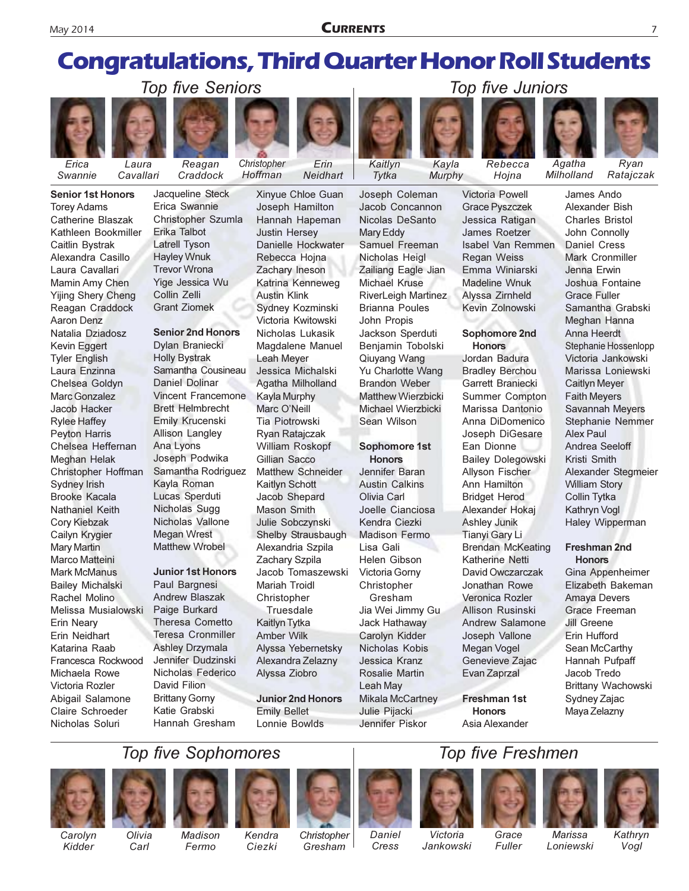# Congratulations, Third Quarter Honor Roll Students

## Top five Seniors

Erica Swannie, Laura Cavallari, Reagan Craddock, Christopher Hoffman, Erin Neidhart

## Top five Juniors

Kaitlyn Tytka, Kayla Murphy, Rebecca Hojna, Agatha Milholland, Ryan Ratajczak

**Senior 1st Honors**

Torey Adams
Catherine Blaszak
Kathleen Bookmiller
Caitlin Bystrak
Alexandra Casillo
Laura Cavallari
Mamin Amy Chen
Yijing Shery Cheng
Reagan Craddock
Aaron Denz
Natalia Dziadosz
Kevin Eggert
Tyler English
Laura Enzinna
Chelsea Goldyn
Marc Gonzalez
Jacob Hacker
Rylee Haffey
Peyton Harris
Chelsea Heffernan
Meghan Helak
Christopher Hoffman
Sydney Irish
Brooke Kacala
Nathaniel Keith
Cory Kiebzak
Cailyn Krygier
Mary Martin
Marco Matteini
Mark McManus
Bailey Michalski
Rachel Molino
Melissa Musialowski
Erin Neary
Erin Neidhart
Katarina Raab
Francesca Rockwood
Michaela Rowe
Victoria Rozler
Abigail Salamone
Claire Schroeder
Nicholas Soluri
Jacqueline Steck
Erica Swannie
Christopher Szumla
Erika Talbot
Latrell Tyson
Hayley Wnuk
Trevor Wrona
Yige Jessica Wu
Collin Zelli
Grant Ziomek

**Senior 2nd Honors**

Dylan Braniecki
Holly Bystrak
Samantha Cousineau
Daniel Dolinar
Vincent Francemone
Brett Helmbrecht
Emily Krucenski
Allison Langley
Ana Lyons
Joseph Podwika
Samantha Rodriguez
Kayla Roman
Lucas Sperduti
Nicholas Sugg
Nicholas Vallone
Megan Wrest
Matthew Wrobel

**Junior 1st Honors**

Paul Bargnesi
Andrew Blaszak
Paige Burkard
Theresa Cometto
Teresa Cronmiller
Ashley Drzymala
Jennifer Dudzinski
Nicholas Federico
David Filion
Brittany Gorny
Katie Grabski
Hannah Gresham
Xinyue Chloe Guan
Joseph Hamilton
Hannah Hapeman
Justin Hersey
Danielle Hockwater
Rebecca Hojna
Zachary Ineson
Katrina Kenneweg
Austin Klink
Sydney Kozminski
Victoria Kwitowski
Nicholas Lukasik
Magdalene Manuel
Leah Meyer
Jessica Michalski
Agatha Milholland
Kayla Murphy
Marc O'Neill
Tia Piotrowski
Ryan Ratajczak
William Roskopf
Gillian Sacco
Matthew Schneider
Kaitlyn Schott
Jacob Shepard
Mason Smith
Julie Sobczynski
Shelby Strausbaugh
Alexandria Szpila
Zachary Szpila
Jacob Tomaszewski
Mariah Troidl
Christopher Truesdale
Kaitlyn Tytka
Amber Wilk
Alyssa Yebernetsky
Alexandra Zelazny
Alyssa Ziobro

**Junior 2nd Honors**

Emily Bellet
Lonnie Bowlds
Joseph Coleman
Jacob Concannon
Nicolas DeSanto
Mary Eddy
Samuel Freeman
Nicholas Heigl
Zailiang Eagle Jian
Michael Kruse
RiverLeigh Martinez
Brianna Poules
John Propis
Jackson Sperduti
Benjamin Tobolski
Qiuyang Wang
Yu Charlotte Wang
Brandon Weber
Matthew Wierzbicki
Michael Wierzbicki
Sean Wilson

**Sophomore 1st Honors**

Jennifer Baran
Austin Calkins
Olivia Carl
Joelle Cianciosa
Kendra Ciezki
Madison Fermo
Lisa Gali
Helen Gibson
Victoria Gorny
Christopher Gresham
Jia Wei Jimmy Gu
Jack Hathaway
Carolyn Kidder
Nicholas Kobis
Jessica Kranz
Rosalie Martin
Leah May
Mikala McCartney
Julie Pijacki
Jennifer Piskor
Victoria Powell
Grace Pyszczek
Jessica Ratigan
James Roetzer
Isabel Van Remmen
Regan Weiss
Emma Winiarski
Madeline Wnuk
Alyssa Zirnheld
Kevin Zolnowski

**Sophomore 2nd Honors**

Jordan Badura
Bradley Berchou
Garrett Braniecki
Summer Compton
Marissa Dantonio
Anna DiDomenico
Joseph DiGesare
Ean Dionne
Bailey Dolegowski
Allyson Fischer
Ann Hamilton
Bridget Herod
Alexander Hokaj
Ashley Junik
Tianyi Gary Li
Brendan McKeating
Katherine Netti
David Owczarczak
Jonathan Rowe
Veronica Rozler
Allison Rusinski
Andrew Salamone
Joseph Vallone
Megan Vogel
Genevieve Zajac
Evan Zaprzal

**Freshman 1st Honors**

Asia Alexander
James Ando
Alexander Bish
Charles Bristol
John Connolly
Daniel Cress
Mark Cronmiller
Jenna Erwin
Joshua Fontaine
Grace Fuller
Samantha Grabski
Meghan Hanna
Anna Heerdt
Stephanie Hossenlopp
Victoria Jankowski
Marissa Loniewski
Caitlyn Meyer
Faith Meyers
Savannah Meyers
Stephanie Nemmer
Alex Paul
Andrea Seeloff
Kristi Smith
Alexander Stegmeier
William Story
Collin Tytka
Kathryn Vogl
Haley Wipperman

**Freshman 2nd Honors**

Gina Appenheimer
Elizabeth Bakeman
Amaya Devers
Grace Freeman
Jill Greene
Erin Hufford
Sean McCarthy
Hannah Pufpaff
Jacob Tredo
Brittany Wachowski
Sydney Zajac
Maya Zelazny

## Top five Sophomores

Carolyn Kidder, Olivia Carl, Madison Fermo, Kendra Ciezki, Christopher Gresham

## Top five Freshmen

Daniel Cress, Victoria Jankowski, Grace Fuller, Marissa Loniewski, Kathryn Vogl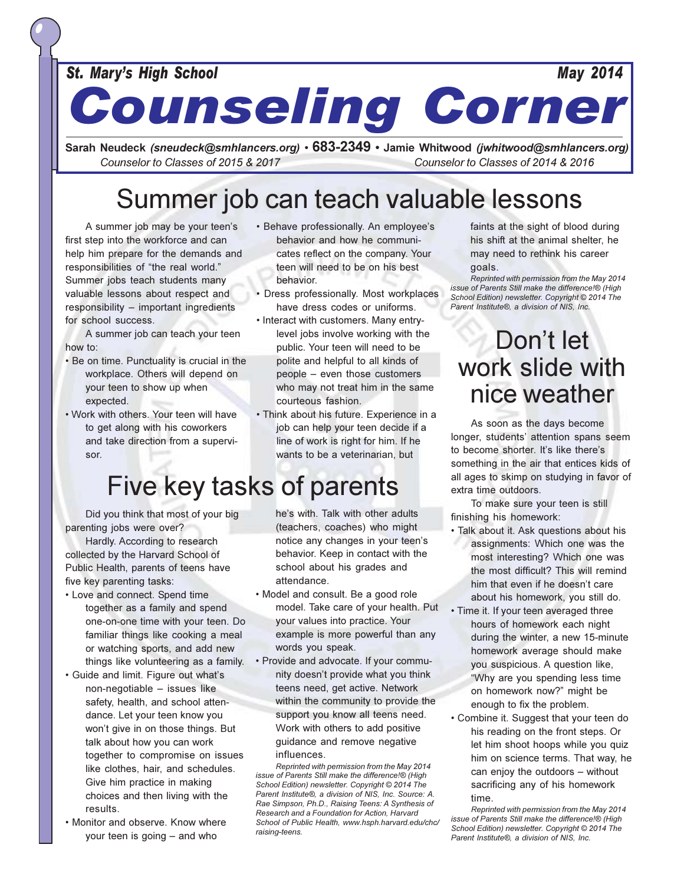St. Mary's High School — May 2014

# Counseling Corner

**Sarah Neudeck** *(sneudeck@smhlancers.org)* • **683-2349** • **Jamie Whitwood** *(jwhitwood@smhlancers.org)*
*Counselor to Classes of 2015 & 2017* — *Counselor to Classes of 2014 & 2016*

## Summer job can teach valuable lessons

A summer job may be your teen's first step into the workforce and can help him prepare for the demands and responsibilities of "the real world." Summer jobs teach students many valuable lessons about respect and responsibility – important ingredients for school success.

A summer job can teach your teen how to:

- Be on time. Punctuality is crucial in the workplace. Others will depend on your teen to show up when expected.
- Work with others. Your teen will have to get along with his coworkers and take direction from a supervisor.
- Behave professionally. An employee's behavior and how he communicates reflect on the company. Your teen will need to be on his best behavior.
- Dress professionally. Most workplaces have dress codes or uniforms.
- Interact with customers. Many entry-level jobs involve working with the public. Your teen will need to be polite and helpful to all kinds of people – even those customers who may not treat him in the same courteous fashion.
- Think about his future. Experience in a job can help your teen decide if a line of work is right for him. If he wants to be a veterinarian, but faints at the sight of blood during his shift at the animal shelter, he may need to rethink his career goals.

*Reprinted with permission from the May 2014 issue of Parents Still make the difference!® (High School Edition) newsletter. Copyright © 2014 The Parent Institute®, a division of NIS, Inc.*

## Five key tasks of parents

Did you think that most of your big parenting jobs were over?

Hardly. According to research collected by the Harvard School of Public Health, parents of teens have five key parenting tasks:

- Love and connect. Spend time together as a family and spend one-on-one time with your teen. Do familiar things like cooking a meal or watching sports, and add new things like volunteering as a family.
- Guide and limit. Figure out what's non-negotiable – issues like safety, health, and school attendance. Let your teen know you won't give in on those things. But talk about how you can work together to compromise on issues like clothes, hair, and schedules. Give him practice in making choices and then living with the results.
- Monitor and observe. Know where your teen is going – and who he's with. Talk with other adults (teachers, coaches) who might notice any changes in your teen's behavior. Keep in contact with the school about his grades and attendance.
- Model and consult. Be a good role model. Take care of your health. Put your values into practice. Your example is more powerful than any words you speak.
- Provide and advocate. If your community doesn't provide what you think teens need, get active. Network within the community to provide the support you know all teens need. Work with others to add positive guidance and remove negative influences.

*Reprinted with permission from the May 2014 issue of Parents Still make the difference!® (High School Edition) newsletter. Copyright © 2014 The Parent Institute®, a division of NIS, Inc. Source: A. Rae Simpson, Ph.D., Raising Teens: A Synthesis of Research and a Foundation for Action, Harvard School of Public Health, www.hsph.harvard.edu/chc/raising-teens.*

## Don't let work slide with nice weather

As soon as the days become longer, students' attention spans seem to become shorter. It's like there's something in the air that entices kids of all ages to skimp on studying in favor of extra time outdoors.

To make sure your teen is still finishing his homework:

- Talk about it. Ask questions about his assignments: Which one was the most interesting? Which one was the most difficult? This will remind him that even if he doesn't care about his homework, you still do.
- Time it. If your teen averaged three hours of homework each night during the winter, a new 15-minute homework average should make you suspicious. A question like, "Why are you spending less time on homework now?" might be enough to fix the problem.
- Combine it. Suggest that your teen do his reading on the front steps. Or let him shoot hoops while you quiz him on science terms. That way, he can enjoy the outdoors – without sacrificing any of his homework time.

*Reprinted with permission from the May 2014 issue of Parents Still make the difference!® (High School Edition) newsletter. Copyright © 2014 The Parent Institute®, a division of NIS, Inc.*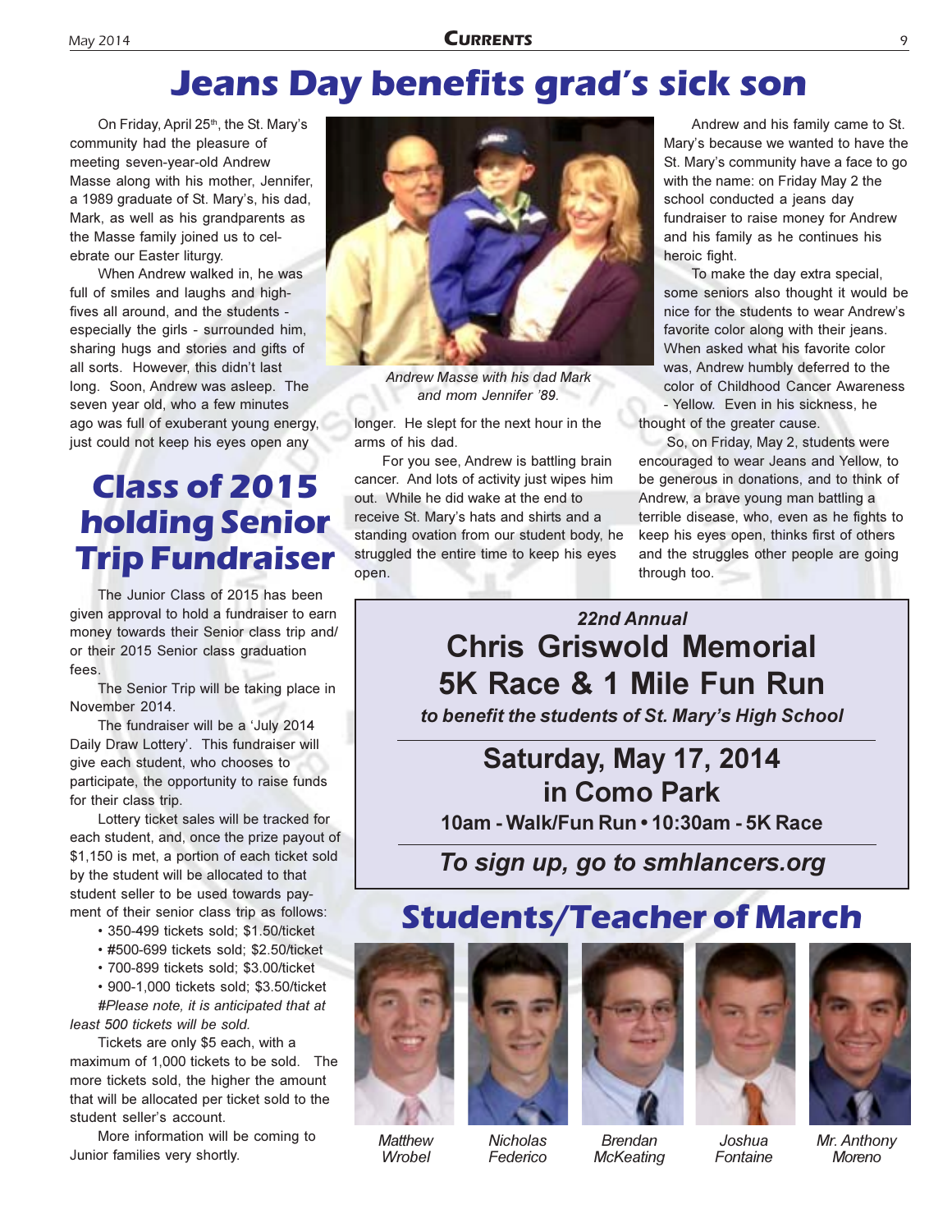# Jeans Day benefits grad's sick son

On Friday, April 25th, the St. Mary's community had the pleasure of meeting seven-year-old Andrew Masse along with his mother, Jennifer, a 1989 graduate of St. Mary's, his dad, Mark, as well as his grandparents as the Masse family joined us to celebrate our Easter liturgy.

When Andrew walked in, he was full of smiles and laughs and high-fives all around, and the students - especially the girls - surrounded him, sharing hugs and stories and gifts of all sorts. However, this didn't last long. Soon, Andrew was asleep. The seven year old, who a few minutes ago was full of exuberant young energy, just could not keep his eyes open any longer. He slept for the next hour in the arms of his dad.

*Andrew Masse with his dad Mark and mom Jennifer '89.*

For you see, Andrew is battling brain cancer. And lots of activity just wipes him out. While he did wake at the end to receive St. Mary's hats and shirts and a standing ovation from our student body, he struggled the entire time to keep his eyes open.

Andrew and his family came to St. Mary's because we wanted to have the St. Mary's community have a face to go with the name: on Friday May 2 the school conducted a jeans day fundraiser to raise money for Andrew and his family as he continues his heroic fight.

To make the day extra special, some seniors also thought it would be nice for the students to wear Andrew's favorite color along with their jeans. When asked what his favorite color was, Andrew humbly deferred to the color of Childhood Cancer Awareness - Yellow. Even in his sickness, he thought of the greater cause.

So, on Friday, May 2, students were encouraged to wear Jeans and Yellow, to be generous in donations, and to think of Andrew, a brave young man battling a terrible disease, who, even as he fights to keep his eyes open, thinks first of others and the struggles other people are going through too.

# Class of 2015 holding Senior Trip Fundraiser

The Junior Class of 2015 has been given approval to hold a fundraiser to earn money towards their Senior class trip and/or their 2015 Senior class graduation fees.

The Senior Trip will be taking place in November 2014.

The fundraiser will be a 'July 2014 Daily Draw Lottery'. This fundraiser will give each student, who chooses to participate, the opportunity to raise funds for their class trip.

Lottery ticket sales will be tracked for each student, and, once the prize payout of $1,150 is met, a portion of each ticket sold by the student will be allocated to that student seller to be used towards payment of their senior class trip as follows:

- 350-499 tickets sold; $1.50/ticket
- #500-699 tickets sold; $2.50/ticket
- 700-899 tickets sold; $3.00/ticket
- 900-1,000 tickets sold; $3.50/ticket

*#Please note, it is anticipated that at least 500 tickets will be sold.*

Tickets are only $5 each, with a maximum of 1,000 tickets to be sold. The more tickets sold, the higher the amount that will be allocated per ticket sold to the student seller's account.

More information will be coming to Junior families very shortly.

---

*22nd Annual*

## Chris Griswold Memorial 5K Race & 1 Mile Fun Run

*to benefit the students of St. Mary's High School*

**Saturday, May 17, 2014**
**in Como Park**

**10am - Walk/Fun Run • 10:30am - 5K Race**

*To sign up, go to smhlancers.org*

---

# Students/Teacher of March

*Matthew Wrobel* | *Nicholas Federico* | *Brendan McKeating* | *Joshua Fontaine* | *Mr. Anthony Moreno*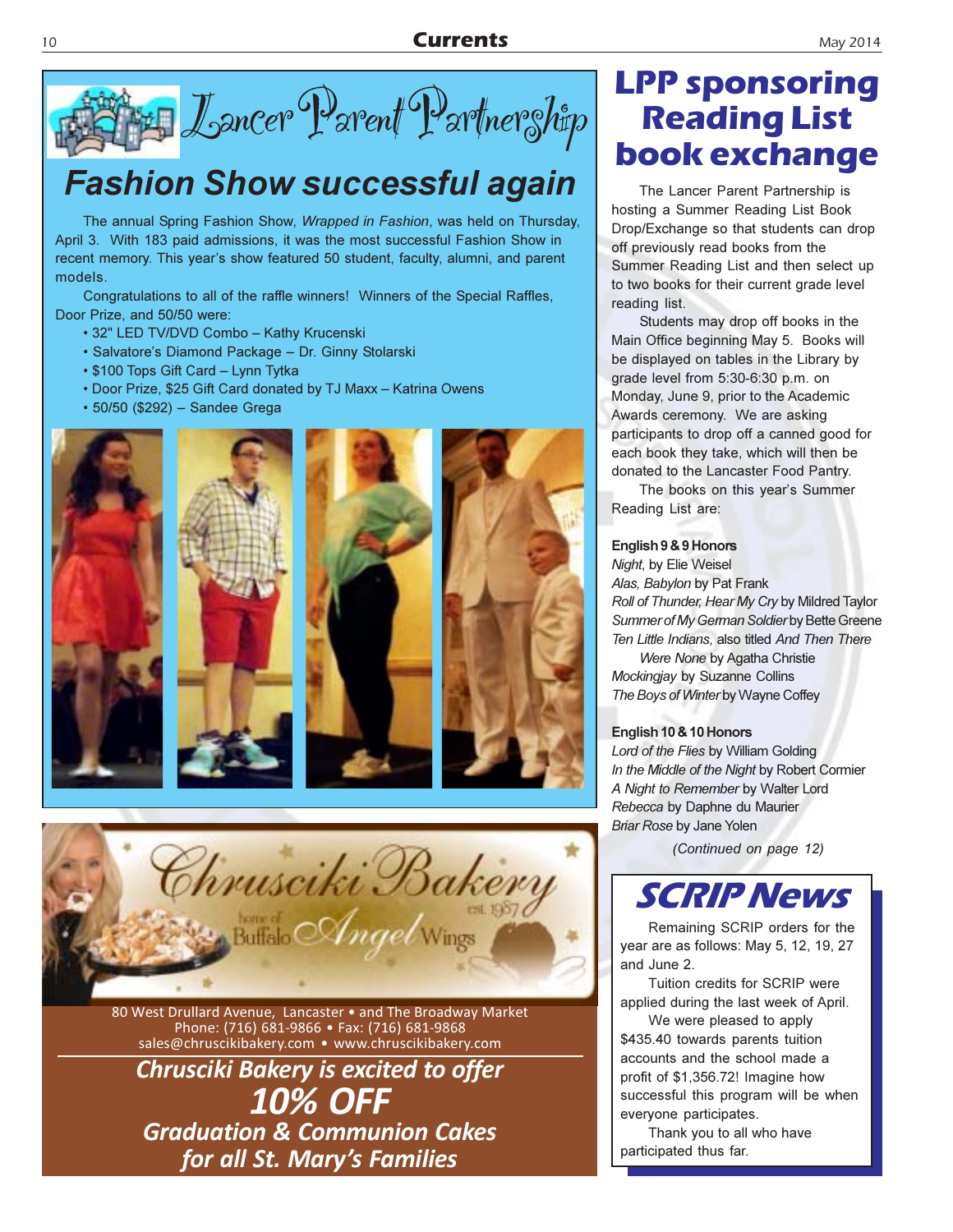# Lancer Parent Partnership

## Fashion Show successful again

The annual Spring Fashion Show, *Wrapped in Fashion*, was held on Thursday, April 3. With 183 paid admissions, it was the most successful Fashion Show in recent memory. This year's show featured 50 student, faculty, alumni, and parent models.

Congratulations to all of the raffle winners! Winners of the Special Raffles, Door Prize, and 50/50 were:

- 32" LED TV/DVD Combo – Kathy Krucenski
- Salvatore's Diamond Package – Dr. Ginny Stolarski
- $100 Tops Gift Card – Lynn Tytka
- Door Prize, $25 Gift Card donated by TJ Maxx – Katrina Owens
- 50/50 ($292) – Sandee Grega

Chrusciki Bakery

home of Buffalo Angel Wings

est. 1987

80 West Drullard Avenue, Lancaster • and The Broadway Market
Phone: (716) 681-9866 • Fax: (716) 681-9868
sales@chruscikibakery.com • www.chruscikibakery.com

**Chrusciki Bakery is excited to offer**
**10% OFF**
**Graduation & Communion Cakes for all St. Mary's Families**

# LPP sponsoring Reading List book exchange

The Lancer Parent Partnership is hosting a Summer Reading List Book Drop/Exchange so that students can drop off previously read books from the Summer Reading List and then select up to two books for their current grade level reading list.

Students may drop off books in the Main Office beginning May 5. Books will be displayed on tables in the Library by grade level from 5:30-6:30 p.m. on Monday, June 9, prior to the Academic Awards ceremony. We are asking participants to drop off a canned good for each book they take, which will then be donated to the Lancaster Food Pantry.

The books on this year's Summer Reading List are:

**English 9 & 9 Honors**
*Night*, by Elie Weisel
*Alas, Babylon* by Pat Frank
*Roll of Thunder, Hear My Cry* by Mildred Taylor
*Summer of My German Soldier* by Bette Greene
*Ten Little Indians*, also titled *And Then There Were None* by Agatha Christie
*Mockingjay* by Suzanne Collins
*The Boys of Winter* by Wayne Coffey

**English 10 & 10 Honors**
*Lord of the Flies* by William Golding
*In the Middle of the Night* by Robert Cormier
*A Night to Remember* by Walter Lord
*Rebecca* by Daphne du Maurier
*Briar Rose* by Jane Yolen

*(Continued on page 12)*

# SCRIP News

Remaining SCRIP orders for the year are as follows: May 5, 12, 19, 27 and June 2.

Tuition credits for SCRIP were applied during the last week of April.

We were pleased to apply $435.40 towards parents tuition accounts and the school made a profit of $1,356.72! Imagine how successful this program will be when everyone participates.

Thank you to all who have participated thus far.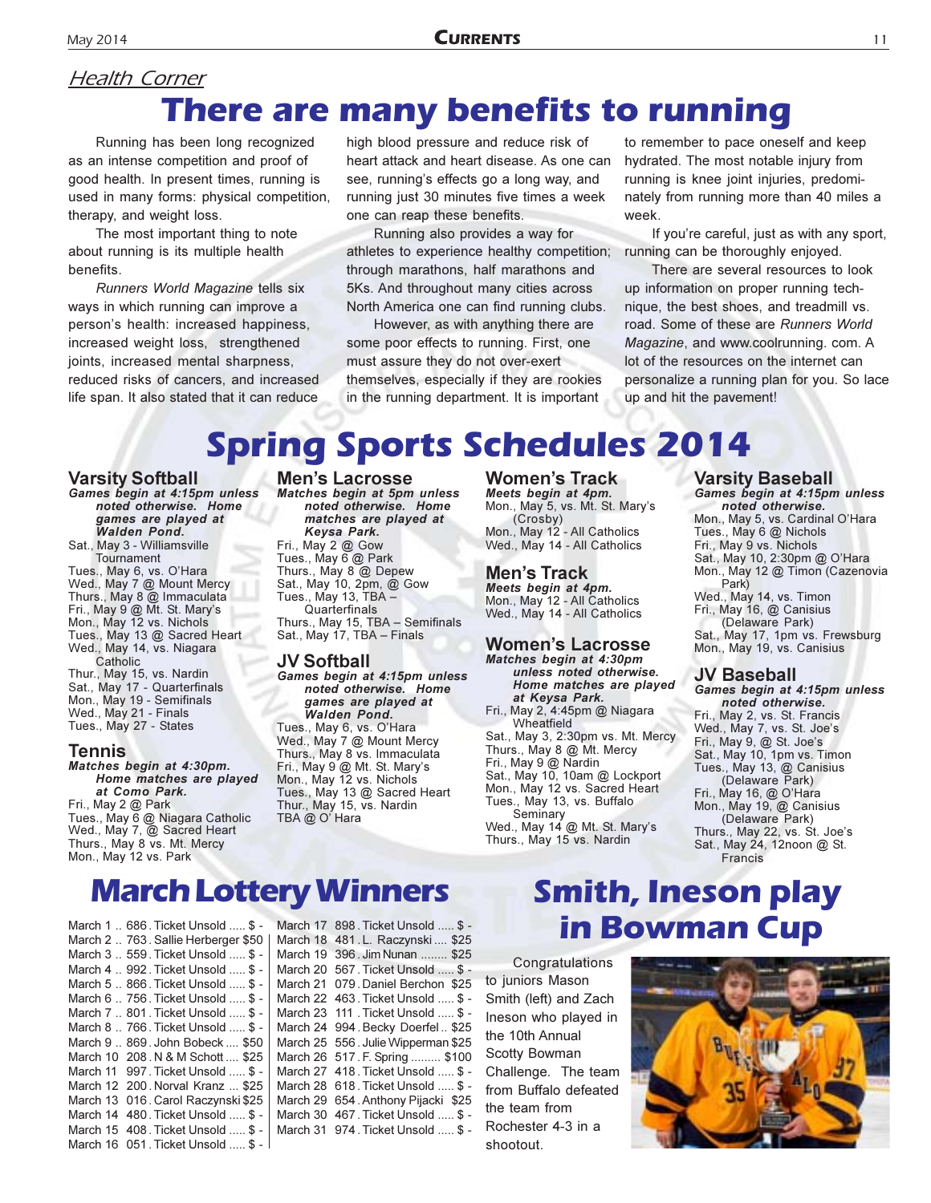*Health Corner*

# There are many benefits to running

Running has been long recognized as an intense competition and proof of good health. In present times, running is used in many forms: physical competition, therapy, and weight loss.

The most important thing to note about running is its multiple health benefits.

*Runners World Magazine* tells six ways in which running can improve a person's health: increased happiness, increased weight loss, strengthened joints, increased mental sharpness, reduced risks of cancers, and increased life span. It also stated that it can reduce high blood pressure and reduce risk of heart attack and heart disease. As one can see, running's effects go a long way, and running just 30 minutes five times a week one can reap these benefits.

Running also provides a way for athletes to experience healthy competition; through marathons, half marathons and 5Ks. And throughout many cities across North America one can find running clubs.

However, as with anything there are some poor effects to running. First, one must assure they do not over-exert themselves, especially if they are rookies in the running department. It is important to remember to pace oneself and keep hydrated. The most notable injury from running is knee joint injuries, predominately from running more than 40 miles a week.

If you're careful, just as with any sport, running can be thoroughly enjoyed.

There are several resources to look up information on proper running technique, the best shoes, and treadmill vs. road. Some of these are *Runners World Magazine*, and www.coolrunning. com. A lot of the resources on the internet can personalize a running plan for you. So lace up and hit the pavement!

# Spring Sports Schedules 2014

## Varsity Softball

***Games begin at 4:15pm unless noted otherwise. Home games are played at Walden Pond.***

Sat., May 3 - Williamsville Tournament
Tues., May 6, vs. O'Hara
Wed., May 7 @ Mount Mercy
Thurs., May 8 @ Immaculata
Fri., May 9 @ Mt. St. Mary's
Mon., May 12 vs. Nichols
Tues., May 13 @ Sacred Heart
Wed., May 14, vs. Niagara Catholic
Thur., May 15, vs. Nardin
Sat., May 17 - Quarterfinals
Mon., May 19 - Semifinals
Wed., May 21 - Finals
Tues., May 27 - States

## Tennis

***Matches begin at 4:30pm. Home matches are played at Como Park.***

Fri., May 2 @ Park
Tues., May 6 @ Niagara Catholic
Wed., May 7, @ Sacred Heart
Thurs., May 8 vs. Mt. Mercy
Mon., May 12 vs. Park

## Men's Lacrosse

***Matches begin at 5pm unless noted otherwise. Home matches are played at Keysa Park.***

Fri., May 2 @ Gow
Tues., May 6 @ Park
Thurs., May 8 @ Depew
Sat., May 10, 2pm, @ Gow
Tues., May 13, TBA – Quarterfinals
Thurs., May 15, TBA – Semifinals
Sat., May 17, TBA – Finals

## JV Softball

***Games begin at 4:15pm unless noted otherwise. Home games are played at Walden Pond.***

Tues., May 6, vs. O'Hara
Wed., May 7 @ Mount Mercy
Thurs., May 8 vs. Immaculata
Fri., May 9 @ Mt. St. Mary's
Mon., May 12 vs. Nichols
Tues., May 13 @ Sacred Heart
Thur., May 15, vs. Nardin
TBA @ O' Hara

## Women's Track

***Meets begin at 4pm.***

Mon., May 5, vs. Mt. St. Mary's (Crosby)
Mon., May 12 - All Catholics
Wed., May 14 - All Catholics

## Men's Track

***Meets begin at 4pm.***

Mon., May 12 - All Catholics
Wed., May 14 - All Catholics

## Women's Lacrosse

***Matches begin at 4:30pm unless noted otherwise. Home matches are played at Keysa Park.***

Fri., May 2, 4:45pm @ Niagara Wheatfield
Sat., May 3, 2:30pm vs. Mt. Mercy
Thurs., May 8 @ Mt. Mercy
Fri., May 9 @ Nardin
Sat., May 10, 10am @ Lockport
Mon., May 12 vs. Sacred Heart
Tues., May 13, vs. Buffalo Seminary
Wed., May 14 @ Mt. St. Mary's
Thurs., May 15 vs. Nardin

## Varsity Baseball

***Games begin at 4:15pm unless noted otherwise.***

Mon., May 5, vs. Cardinal O'Hara
Tues., May 6 @ Nichols
Fri., May 9 vs. Nichols
Sat., May 10, 2:30pm @ O'Hara
Mon., May 12 @ Timon (Cazenovia Park)
Wed., May 14, vs. Timon
Fri., May 16, @ Canisius (Delaware Park)
Sat., May 17, 1pm vs. Frewsburg
Mon., May 19, vs. Canisius

## JV Baseball

***Games begin at 4:15pm unless noted otherwise.***

Fri., May 2, vs. St. Francis
Wed., May 7, vs. St. Joe's
Fri., May 9, @ St. Joe's
Sat., May 10, 1pm vs. Timon
Tues., May 13, @ Canisius (Delaware Park)
Fri., May 16, @ O'Hara
Mon., May 19, @ Canisius (Delaware Park)
Thurs., May 22, vs. St. Joe's
Sat., May 24, 12noon @ St. Francis

# March Lottery Winners

| Date | Number | Winner | Prize |
|---|---|---|---|
| March 1 | 686 | Ticket Unsold | $ - |
| March 2 | 763 | Sallie Herberger | $50 |
| March 3 | 559 | Ticket Unsold | $ - |
| March 4 | 992 | Ticket Unsold | $ - |
| March 5 | 866 | Ticket Unsold | $ - |
| March 6 | 756 | Ticket Unsold | $ - |
| March 7 | 801 | Ticket Unsold | $ - |
| March 8 | 766 | Ticket Unsold | $ - |
| March 9 | 869 | John Bobeck | $50 |
| March 10 | 208 | N & M Schott | $25 |
| March 11 | 997 | Ticket Unsold | $ - |
| March 12 | 200 | Norval Kranz | $25 |
| March 13 | 016 | Carol Raczynski | $25 |
| March 14 | 480 | Ticket Unsold | $ - |
| March 15 | 408 | Ticket Unsold | $ - |
| March 16 | 051 | Ticket Unsold | $ - |
| March 17 | 898 | Ticket Unsold | $ - |
| March 18 | 481 | L. Raczynski | $25 |
| March 19 | 396 | Jim Nunan | $25 |
| March 20 | 567 | Ticket Unsold | $ - |
| March 21 | 079 | Daniel Berchon | $25 |
| March 22 | 463 | Ticket Unsold | $ - |
| March 23 | 111 | Ticket Unsold | $ - |
| March 24 | 994 | Becky Doerfel | $25 |
| March 25 | 556 | Julie Wipperman | $25 |
| March 26 | 517 | F. Spring | $100 |
| March 27 | 418 | Ticket Unsold | $ - |
| March 28 | 618 | Ticket Unsold | $ - |
| March 29 | 654 | Anthony Pijacki | $25 |
| March 30 | 467 | Ticket Unsold | $ - |
| March 31 | 974 | Ticket Unsold | $ - |

# Smith, Ineson play in Bowman Cup

Congratulations to juniors Mason Smith (left) and Zach Ineson who played in the 10th Annual Scotty Bowman Challenge. The team from Buffalo defeated the team from Rochester 4-3 in a shootout.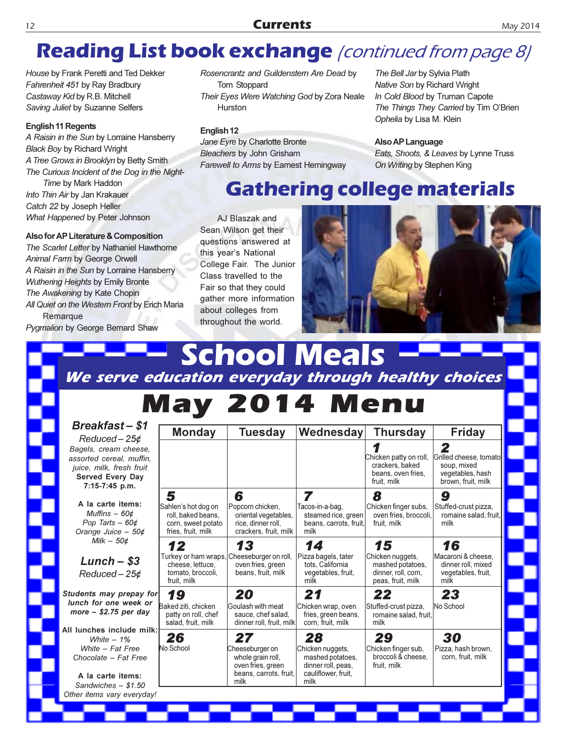# Reading List book exchange *(continued from page 8)*

*House* by Frank Peretti and Ted Dekker
*Fahrenheit 451* by Ray Bradbury
*Castaway Kid* by R.B. Mitchell
*Saving Juliet* by Suzanne Selfers

**English 11 Regents**
*A Raisin in the Sun* by Lorraine Hansberry
*Black Boy* by Richard Wright
*A Tree Grows in Brooklyn* by Betty Smith
*The Curious Incident of the Dog in the Night-Time* by Mark Haddon
*Into Thin Air* by Jan Krakauer
*Catch 22* by Joseph Heller
*What Happened* by Peter Johnson

**Also for AP Literature & Composition**
*The Scarlet Letter* by Nathaniel Hawthorne
*Animal Farm* by George Orwell
*A Raisin in the Sun* by Lorraine Hansberry
*Wuthering Heights* by Emily Bronte
*The Awakening* by Kate Chopin
*All Quiet on the Western Front* by Erich Maria Remarque
*Pygmalion* by George Bernard Shaw
*Rosencrantz and Guildenstem Are Dead* by Tom Stoppard
*Their Eyes Were Watching God* by Zora Neale Hurston

**English 12**
*Jane Eyre* by Charlotte Bronte
*Bleachers* by John Grisham
*Farewell to Arms* by Earnest Hemingway
*The Bell Jar* by Sylvia Plath
*Native Son* by Richard Wright
*In Cold Blood* by Truman Capote
*The Things They Carried* by Tim O'Brien
*Ophelia* by Lisa M. Klein

**Also AP Language**
*Eats, Shoots, & Leaves* by Lynne Truss
*On Writing* by Stephen King

# Gathering college materials

AJ Blaszak and Sean Wilson get their questions answered at this year's National College Fair. The Junior Class travelled to the Fair so that they could gather more information about colleges from throughout the world.

# School Meals

## We serve education everyday through healthy choices

## May 2014 Menu

**Breakfast – $1**
Reduced – 25¢
*Bagels, cream cheese, assorted cereal, muffin, juice, milk, fresh fruit*
**Served Every Day 7:15-7:45 p.m.**

**A la carte items:**
*Muffins – 60¢*
*Pop Tarts – 60¢*
*Orange Juice – 50¢*
*Milk – 50¢*

**Lunch – $3**
Reduced – 25¢

**Students may prepay for lunch for one week or more – $2.75 per day**

**All lunches include milk:**
*White – 1%*
*White – Fat Free*
*Chocolate – Fat Free*

**A la carte items:**
*Sandwiches – $1.50*
*Other items vary everyday!*

| Monday | Tuesday | Wednesday | Thursday | Friday |
|---|---|---|---|---|
| | | | **1** Chicken patty on roll, crackers, baked beans, oven fries, fruit, milk | **2** Grilled cheese, tomato soup, mixed vegetables, hash brown, fruit, milk |
| **5** Sahlen's hot dog on roll, baked beans, corn, sweet potato fries, fruit, milk | **6** Popcorn chicken, oriental vegetables, rice, dinner roll, crackers, fruit, milk | **7** Tacos-in-a-bag, steamed rice, green beans, carrots, fruit, milk | **8** Chicken finger subs, oven fries, broccoli, fruit, milk | **9** Stuffed-crust pizza, romaine salad, fruit, milk |
| **12** Turkey or ham wraps, cheese, lettuce, tomato, broccoli, fruit, milk | **13** Cheeseburger on roll, oven fries, green beans, fruit, milk | **14** Pizza bagels, tater tots, California vegetables, fruit, milk | **15** Chicken nuggets, mashed potatoes, dinner, roll, corn, peas, fruit, milk | **16** Macaroni & cheese, dinner roll, mixed vegetables, fruit, milk |
| **19** Baked ziti, chicken patty on roll, chef salad, fruit, milk | **20** Goulash with meat sauce, chef salad, dinner roll, fruit, milk | **21** Chicken wrap, oven fries, green beans, corn, fruit, milk | **22** Stuffed-crust pizza, romaine salad, fruit, milk | **23** No School |
| **26** No School | **27** Cheeseburger on whole grain roll, oven fries, green beans, carrots, fruit, milk | **28** Chicken nuggets, mashed potatoes, dinner roll, peas, cauliflower, fruit, milk | **29** Chicken finger sub, broccoli & cheese, fruit, milk | **30** Pizza, hash brown, corn, fruit, milk |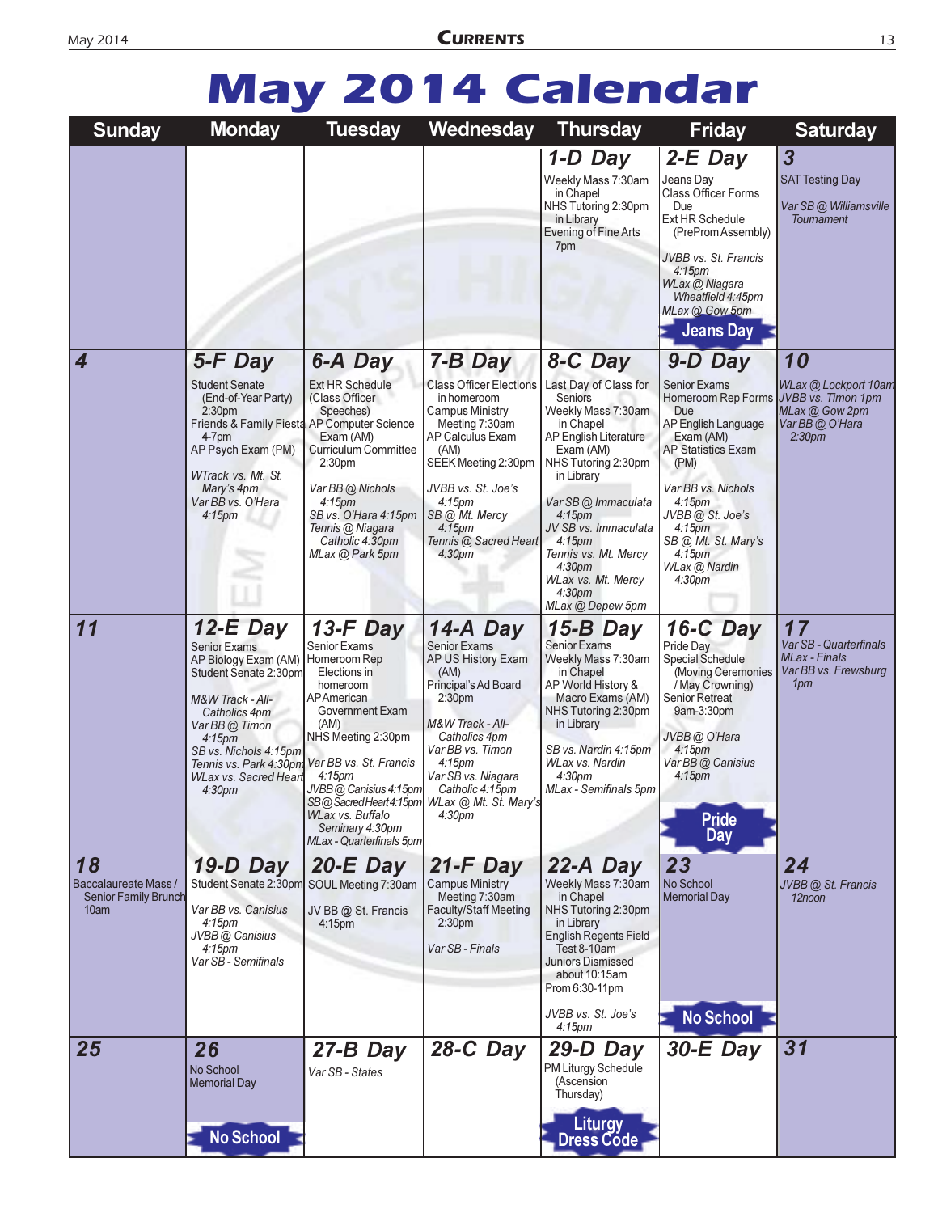# May 2014 Calendar

| Sunday | Monday | Tuesday | Wednesday | Thursday | Friday | Saturday |
|---|---|---|---|---|---|---|
| | | | | **1-D Day**<br>Weekly Mass 7:30am in Chapel<br>NHS Tutoring 2:30pm in Library<br>Evening of Fine Arts 7pm | **2-E Day**<br>Jeans Day<br>Class Officer Forms Due<br>Ext HR Schedule (PreProm Assembly)<br>*JVBB vs. St. Francis 4:15pm*<br>*WLax @ Niagara Wheatfield 4:45pm*<br>*MLax @ Gow 5pm*<br>**Jeans Day** | **3**<br>SAT Testing Day<br>*Var SB @ Williamsville Tournament* |
| **4** | **5-F Day**<br>Student Senate (End-of-Year Party) 2:30pm<br>Friends & Family Fiesta 4-7pm<br>AP Psych Exam (PM)<br>*WTrack vs. Mt. St. Mary's 4pm*<br>*Var BB vs. O'Hara 4:15pm* | **6-A Day**<br>Ext HR Schedule (Class Officer Speeches)<br>AP Computer Science Exam (AM)<br>Curriculum Committee 2:30pm<br>*Var BB @ Nichols 4:15pm*<br>*SB vs. O'Hara 4:15pm*<br>*Tennis @ Niagara Catholic 4:30pm*<br>*MLax @ Park 5pm* | **7-B Day**<br>Class Officer Elections in homeroom<br>Campus Ministry Meeting 7:30am<br>AP Calculus Exam (AM)<br>SEEK Meeting 2:30pm<br>*JVBB vs. St. Joe's 4:15pm*<br>*SB @ Mt. Mercy 4:15pm*<br>*Tennis @ Sacred Heart 4:30pm* | **8-C Day**<br>Last Day of Class for Seniors<br>Weekly Mass 7:30am in Chapel<br>AP English Literature Exam (AM)<br>NHS Tutoring 2:30pm in Library<br>*Var SB @ Immaculata 4:15pm*<br>*JV SB vs. Immaculata 4:15pm*<br>*Tennis vs. Mt. Mercy 4:30pm*<br>*WLax vs. Mt. Mercy 4:30pm*<br>*MLax @ Depew 5pm* | **9-D Day**<br>Senior Exams<br>Homeroom Rep Forms Due<br>AP English Language Exam (AM)<br>AP Statistics Exam (PM)<br>*Var BB vs. Nichols 4:15pm*<br>*JVBB @ St. Joe's 4:15pm*<br>*SB @ Mt. St. Mary's 4:15pm*<br>*WLax @ Nardin 4:30pm* | **10**<br>*WLax @ Lockport 10am*<br>*JVBB vs. Timon 1pm*<br>*MLax @ Gow 2pm*<br>*Var BB @ O'Hara 2:30pm* |
| **11** | **12-E Day**<br>Senior Exams<br>AP Biology Exam (AM)<br>Student Senate 2:30pm<br>*M&W Track - All-Catholics 4pm*<br>*Var BB @ Timon 4:15pm*<br>*SB vs. Nichols 4:15pm*<br>*Tennis vs. Park 4:30pm*<br>*WLax vs. Sacred Heart 4:30pm* | **13-F Day**<br>Senior Exams<br>Homeroom Rep Elections in homeroom<br>AP American Government Exam (AM)<br>NHS Meeting 2:30pm<br>*Var BB vs. St. Francis 4:15pm*<br>*JVBB @ Canisius 4:15pm*<br>*SB @ Sacred Heart 4:15pm*<br>*WLax vs. Buffalo Seminary 4:30pm*<br>*MLax - Quarterfinals 5pm* | **14-A Day**<br>Senior Exams<br>AP US History Exam (AM)<br>Principal's Ad Board 2:30pm<br>*M&W Track - All-Catholics 4pm*<br>*Var BB vs. Timon 4:15pm*<br>*Var SB vs. Niagara Catholic 4:15pm*<br>*WLax @ Mt. St. Mary's 4:30pm* | **15-B Day**<br>Senior Exams<br>Weekly Mass 7:30am in Chapel<br>AP World History & Macro Exams (AM)<br>NHS Tutoring 2:30pm in Library<br>*SB vs. Nardin 4:15pm*<br>*WLax vs. Nardin 4:30pm*<br>*MLax - Semifinals 5pm* | **16-C Day**<br>Pride Day<br>Special Schedule (Moving Ceremonies / May Crowning)<br>Senior Retreat 9am-3:30pm<br>*JVBB @ O'Hara 4:15pm*<br>*Var BB @ Canisius 4:15pm*<br>**Pride Day** | **17**<br>*Var SB - Quarterfinals*<br>*MLax - Finals*<br>*Var BB vs. Frewsburg 1pm* |
| **18**<br>Baccalaureate Mass / Senior Family Brunch 10am | **19-D Day**<br>Student Senate 2:30pm<br>*Var BB vs. Canisius 4:15pm*<br>*JVBB @ Canisius 4:15pm*<br>*Var SB - Semifinals* | **20-E Day**<br>SOUL Meeting 7:30am<br>*JV BB @ St. Francis 4:15pm* | **21-F Day**<br>Campus Ministry Meeting 7:30am<br>Faculty/Staff Meeting 2:30pm<br>*Var SB - Finals* | **22-A Day**<br>Weekly Mass 7:30am in Chapel<br>NHS Tutoring 2:30pm in Library<br>English Regents Field Test 8-10am<br>Juniors Dismissed about 10:15am<br>Prom 6:30-11pm<br>*JVBB vs. St. Joe's 4:15pm* | **23**<br>No School<br>Memorial Day<br>**No School** | **24**<br>*JVBB @ St. Francis 12noon* |
| **25** | **26**<br>No School<br>Memorial Day<br>**No School** | **27-B Day**<br>*Var SB - States* | **28-C Day** | **29-D Day**<br>PM Liturgy Schedule (Ascension Thursday)<br>**Liturgy Dress Code** | **30-E Day** | **31** |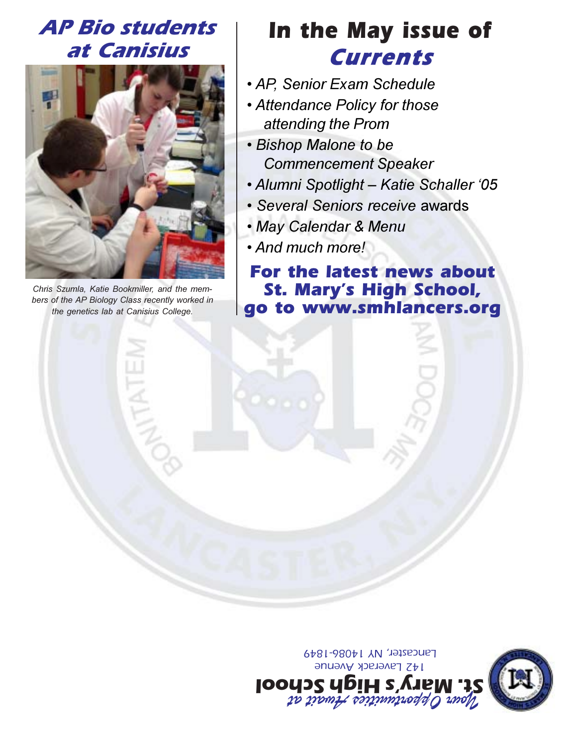## AP Bio students at Canisius

*Chris Szumla, Katie Bookmiller, and the members of the AP Biology Class recently worked in the genetics lab at Canisius College.*

# In the May issue of *Currents*

- *AP, Senior Exam Schedule*
- *Attendance Policy for those attending the Prom*
- *Bishop Malone to be Commencement Speaker*
- *Alumni Spotlight – Katie Schaller '05*
- *Several Seniors receive* awards
- *May Calendar & Menu*
- *And much more!*

**For the latest news about St. Mary's High School, go to www.smhlancers.org**

*Your Opportunities Await at*
**St. Mary's High School**
142 Laverack Avenue
Lancaster, NY 14086-1849